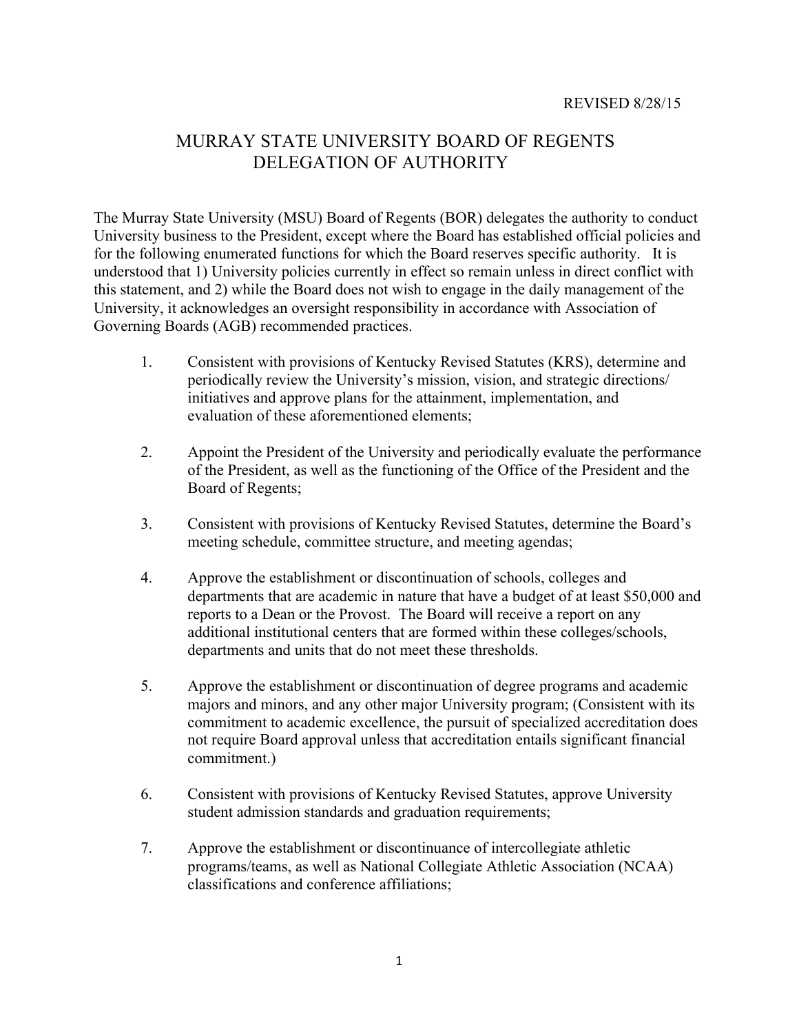REVISED 8/28/15

# MURRAY STATE UNIVERSITY BOARD OF REGENTS DELEGATION OF AUTHORITY

The Murray State University (MSU) Board of Regents (BOR) delegates the authority to conduct University business to the President, except where the Board has established official policies and for the following enumerated functions for which the Board reserves specific authority. It is understood that 1) University policies currently in effect so remain unless in direct conflict with this statement, and 2) while the Board does not wish to engage in the daily management of the University, it acknowledges an oversight responsibility in accordance with Association of Governing Boards (AGB) recommended practices.

1. Consistent with provisions of Kentucky Revised Statutes (KRS), determine and periodically review the University's mission, vision, and strategic directions/ initiatives and approve plans for the attainment, implementation, and evaluation of these aforementioned elements;

2. Appoint the President of the University and periodically evaluate the performance of the President, as well as the functioning of the Office of the President and the Board of Regents;

3. Consistent with provisions of Kentucky Revised Statutes, determine the Board's meeting schedule, committee structure, and meeting agendas;

4. Approve the establishment or discontinuation of schools, colleges and departments that are academic in nature that have a budget of at least $50,000 and reports to a Dean or the Provost. The Board will receive a report on any additional institutional centers that are formed within these colleges/schools, departments and units that do not meet these thresholds.

5. Approve the establishment or discontinuation of degree programs and academic majors and minors, and any other major University program; (Consistent with its commitment to academic excellence, the pursuit of specialized accreditation does not require Board approval unless that accreditation entails significant financial commitment.)

6. Consistent with provisions of Kentucky Revised Statutes, approve University student admission standards and graduation requirements;

7. Approve the establishment or discontinuance of intercollegiate athletic programs/teams, as well as National Collegiate Athletic Association (NCAA) classifications and conference affiliations;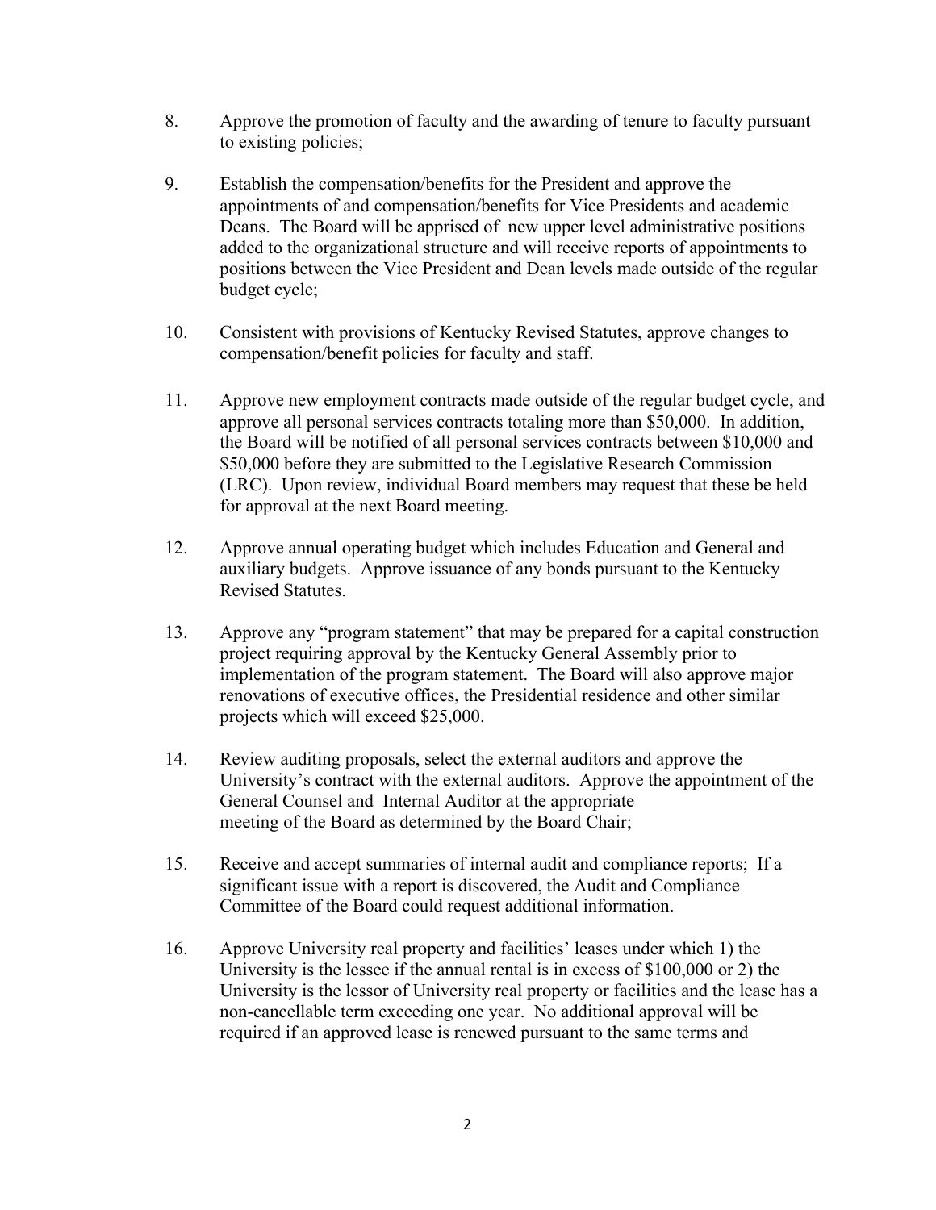8. Approve the promotion of faculty and the awarding of tenure to faculty pursuant to existing policies;

9. Establish the compensation/benefits for the President and approve the appointments of and compensation/benefits for Vice Presidents and academic Deans. The Board will be apprised of new upper level administrative positions added to the organizational structure and will receive reports of appointments to positions between the Vice President and Dean levels made outside of the regular budget cycle;

10. Consistent with provisions of Kentucky Revised Statutes, approve changes to compensation/benefit policies for faculty and staff.

11. Approve new employment contracts made outside of the regular budget cycle, and approve all personal services contracts totaling more than $50,000. In addition, the Board will be notified of all personal services contracts between $10,000 and $50,000 before they are submitted to the Legislative Research Commission (LRC). Upon review, individual Board members may request that these be held for approval at the next Board meeting.

12. Approve annual operating budget which includes Education and General and auxiliary budgets. Approve issuance of any bonds pursuant to the Kentucky Revised Statutes.

13. Approve any "program statement" that may be prepared for a capital construction project requiring approval by the Kentucky General Assembly prior to implementation of the program statement. The Board will also approve major renovations of executive offices, the Presidential residence and other similar projects which will exceed $25,000.

14. Review auditing proposals, select the external auditors and approve the University's contract with the external auditors. Approve the appointment of the General Counsel and Internal Auditor at the appropriate meeting of the Board as determined by the Board Chair;

15. Receive and accept summaries of internal audit and compliance reports; If a significant issue with a report is discovered, the Audit and Compliance Committee of the Board could request additional information.

16. Approve University real property and facilities' leases under which 1) the University is the lessee if the annual rental is in excess of $100,000 or 2) the University is the lessor of University real property or facilities and the lease has a non-cancellable term exceeding one year. No additional approval will be required if an approved lease is renewed pursuant to the same terms and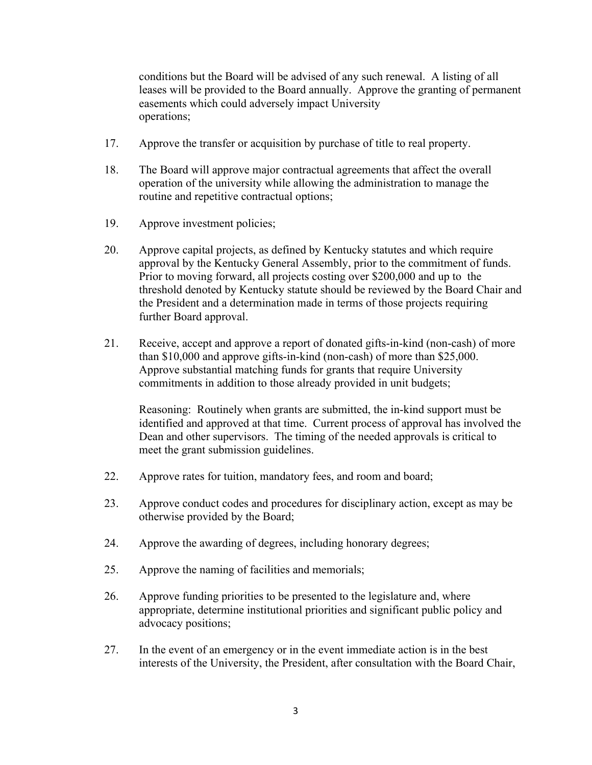conditions but the Board will be advised of any such renewal. A listing of all leases will be provided to the Board annually. Approve the granting of permanent easements which could adversely impact University operations;

17. Approve the transfer or acquisition by purchase of title to real property.

18. The Board will approve major contractual agreements that affect the overall operation of the university while allowing the administration to manage the routine and repetitive contractual options;

19. Approve investment policies;

20. Approve capital projects, as defined by Kentucky statutes and which require approval by the Kentucky General Assembly, prior to the commitment of funds. Prior to moving forward, all projects costing over $200,000 and up to the threshold denoted by Kentucky statute should be reviewed by the Board Chair and the President and a determination made in terms of those projects requiring further Board approval.

21. Receive, accept and approve a report of donated gifts-in-kind (non-cash) of more than $10,000 and approve gifts-in-kind (non-cash) of more than $25,000. Approve substantial matching funds for grants that require University commitments in addition to those already provided in unit budgets;

    Reasoning: Routinely when grants are submitted, the in-kind support must be identified and approved at that time. Current process of approval has involved the Dean and other supervisors. The timing of the needed approvals is critical to meet the grant submission guidelines.

22. Approve rates for tuition, mandatory fees, and room and board;

23. Approve conduct codes and procedures for disciplinary action, except as may be otherwise provided by the Board;

24. Approve the awarding of degrees, including honorary degrees;

25. Approve the naming of facilities and memorials;

26. Approve funding priorities to be presented to the legislature and, where appropriate, determine institutional priorities and significant public policy and advocacy positions;

27. In the event of an emergency or in the event immediate action is in the best interests of the University, the President, after consultation with the Board Chair,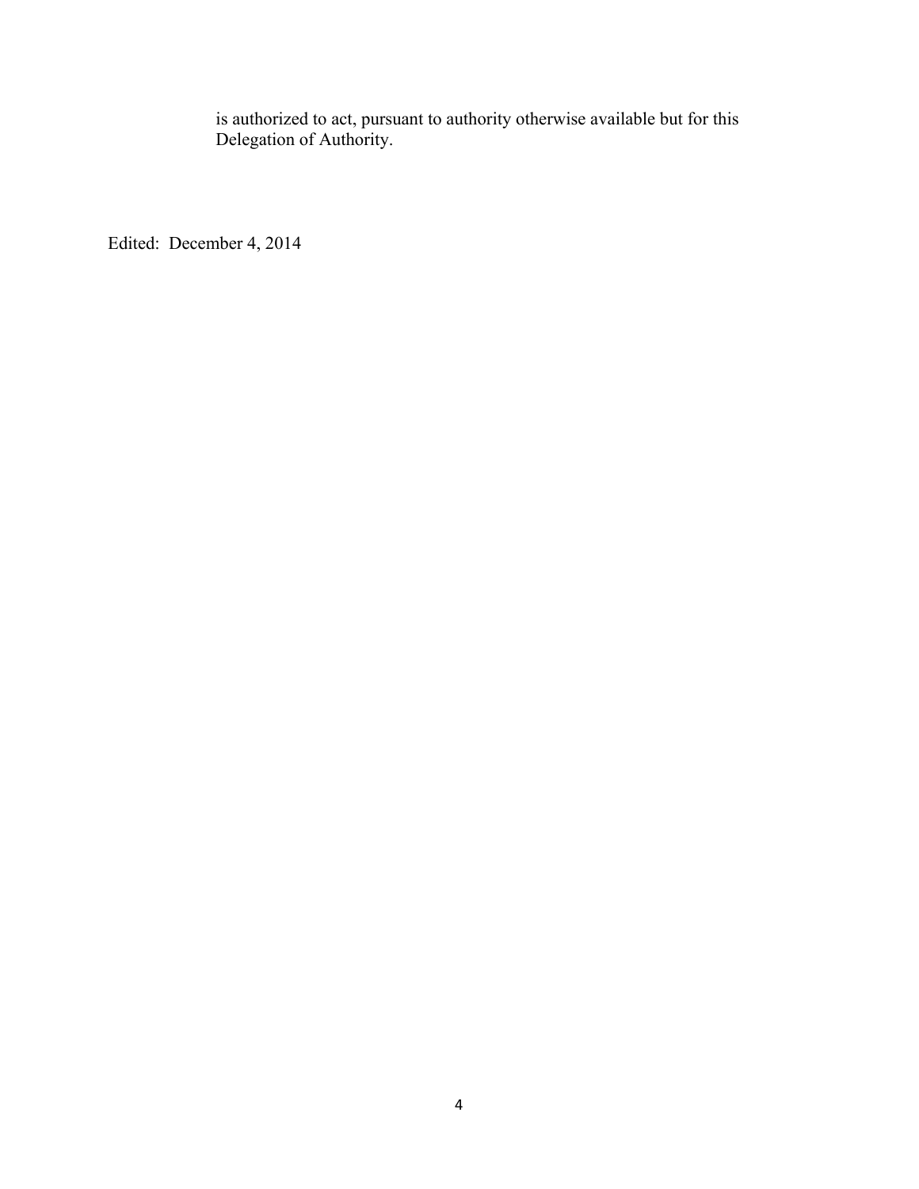is authorized to act, pursuant to authority otherwise available but for this Delegation of Authority.

Edited: December 4, 2014